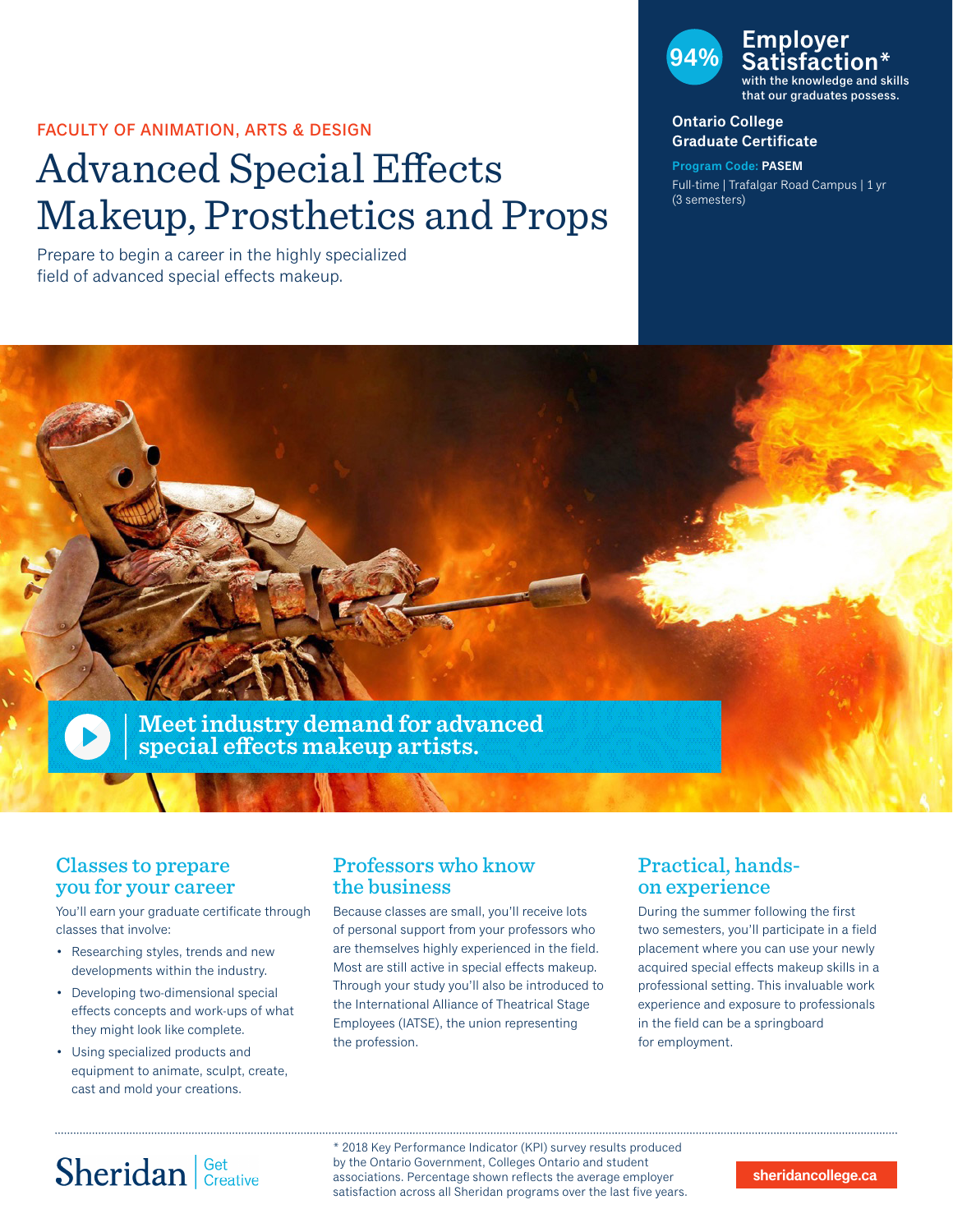FACULTY OF ANIMATION, ARTS & DESIGN

# Advanced Special Effects Makeup, Prosthetics and Props

Prepare to begin a career in the highly specialized field of advanced special effects makeup.

**94% Employer Satisfaction***
with the knowledge and skills that our graduates possess.

**Ontario College Graduate Certificate**

**Program Code: PASEM**

Full-time | Trafalgar Road Campus | 1 yr (3 semesters)

**Meet industry demand for advanced special effects makeup artists.**

## Classes to prepare you for your career

You'll earn your graduate certificate through classes that involve:

- Researching styles, trends and new developments within the industry.
- Developing two-dimensional special effects concepts and work-ups of what they might look like complete.
- Using specialized products and equipment to animate, sculpt, create, cast and mold your creations.

## Professors who know the business

Because classes are small, you'll receive lots of personal support from your professors who are themselves highly experienced in the field. Most are still active in special effects makeup. Through your study you'll also be introduced to the International Alliance of Theatrical Stage Employees (IATSE), the union representing the profession.

## Practical, hands-on experience

During the summer following the first two semesters, you'll participate in a field placement where you can use your newly acquired special effects makeup skills in a professional setting. This invaluable work experience and exposure to professionals in the field can be a springboard for employment.

Sheridan | Get Creative

* 2018 Key Performance Indicator (KPI) survey results produced by the Ontario Government, Colleges Ontario and student associations. Percentage shown reflects the average employer satisfaction across all Sheridan programs over the last five years.

sheridancollege.ca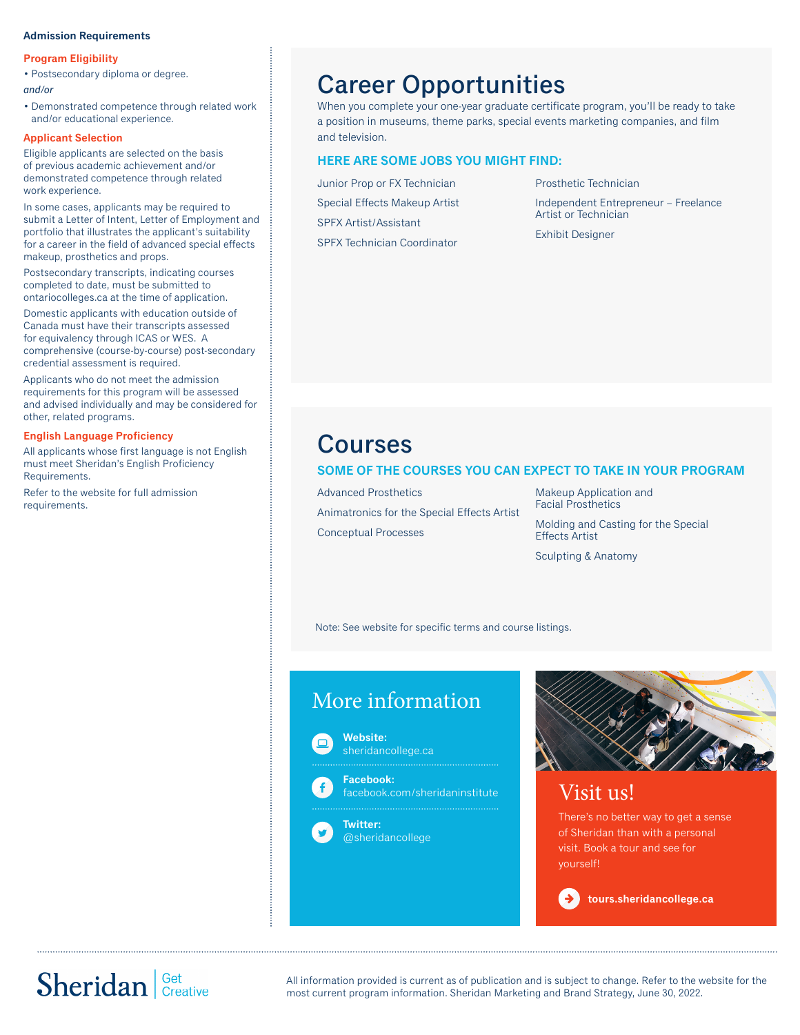## Admission Requirements

### Program Eligibility

- Postsecondary diploma or degree.

*and/or*

- Demonstrated competence through related work and/or educational experience.

### Applicant Selection

Eligible applicants are selected on the basis of previous academic achievement and/or demonstrated competence through related work experience.

In some cases, applicants may be required to submit a Letter of Intent, Letter of Employment and portfolio that illustrates the applicant's suitability for a career in the field of advanced special effects makeup, prosthetics and props.

Postsecondary transcripts, indicating courses completed to date, must be submitted to ontariocolleges.ca at the time of application.

Domestic applicants with education outside of Canada must have their transcripts assessed for equivalency through ICAS or WES. A comprehensive (course-by-course) post-secondary credential assessment is required.

Applicants who do not meet the admission requirements for this program will be assessed and advised individually and may be considered for other, related programs.

### English Language Proficiency

All applicants whose first language is not English must meet Sheridan's English Proficiency Requirements.

Refer to the website for full admission requirements.

# Career Opportunities

When you complete your one-year graduate certificate program, you'll be ready to take a position in museums, theme parks, special events marketing companies, and film and television.

### HERE ARE SOME JOBS YOU MIGHT FIND:

- Junior Prop or FX Technician
- Special Effects Makeup Artist
- SPFX Artist/Assistant
- SPFX Technician Coordinator
- Prosthetic Technician
- Independent Entrepreneur – Freelance Artist or Technician
- Exhibit Designer

# Courses

### SOME OF THE COURSES YOU CAN EXPECT TO TAKE IN YOUR PROGRAM

- Advanced Prosthetics
- Animatronics for the Special Effects Artist
- Conceptual Processes
- Makeup Application and Facial Prosthetics
- Molding and Casting for the Special Effects Artist
- Sculpting & Anatomy

Note: See website for specific terms and course listings.

## More information

**Website:**
sheridancollege.ca

**Facebook:**
facebook.com/sheridaninstitute

**Twitter:**
@sheridancollege

## Visit us!

There's no better way to get a sense of Sheridan than with a personal visit. Book a tour and see for yourself!

**tours.sheridancollege.ca**

Sheridan | Get Creative

All information provided is current as of publication and is subject to change. Refer to the website for the most current program information. Sheridan Marketing and Brand Strategy, June 30, 2022.